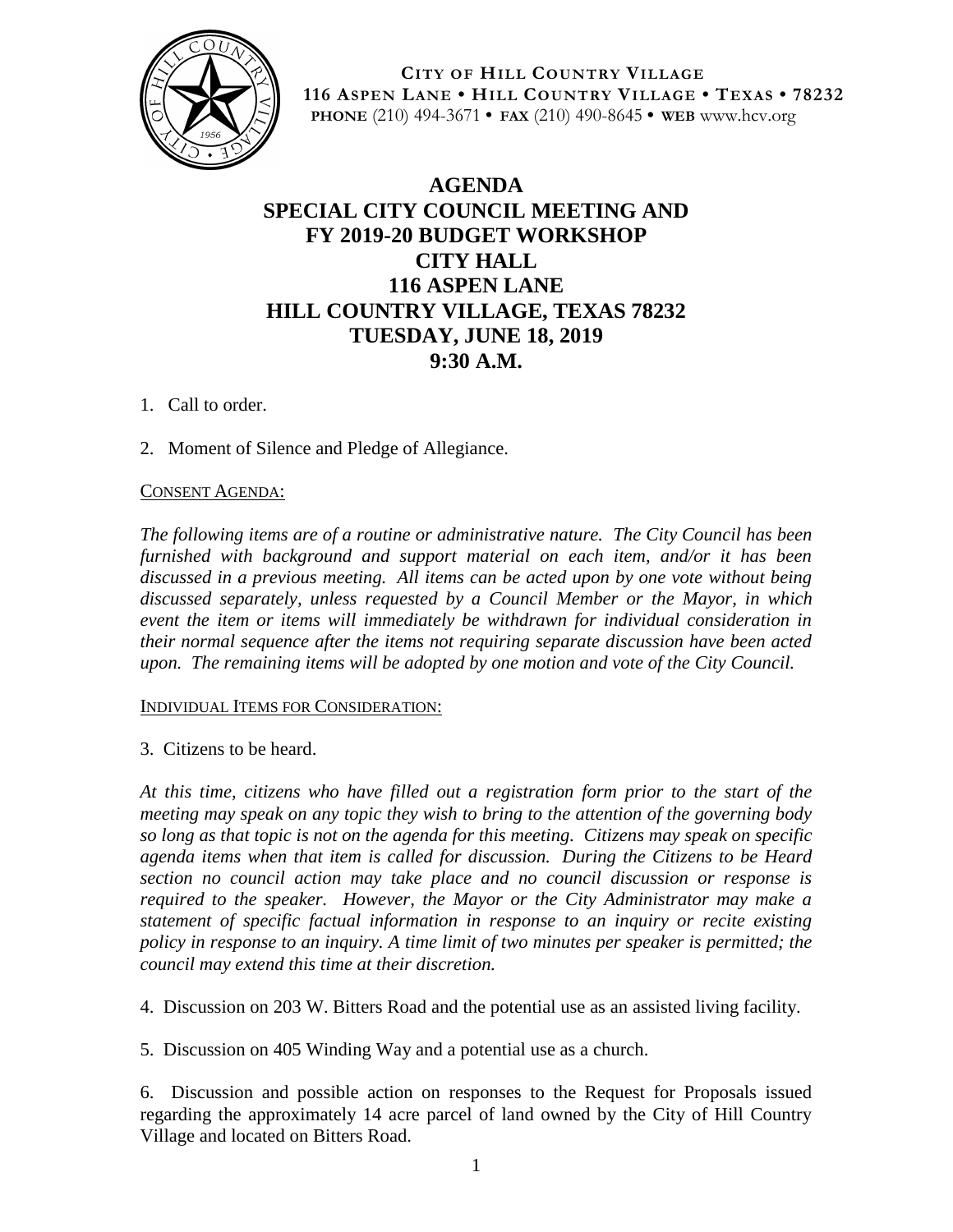**CITY OF HILL COUNTRY VILLAGE**
**116 ASPEN LANE • HILL COUNTRY VILLAGE • TEXAS • 78232**
**PHONE** (210) 494-3671 • **FAX** (210) 490-8645 • **WEB** www.hcv.org

# AGENDA
# SPECIAL CITY COUNCIL MEETING AND FY 2019-20 BUDGET WORKSHOP
# CITY HALL
# 116 ASPEN LANE
# HILL COUNTRY VILLAGE, TEXAS 78232
# TUESDAY, JUNE 18, 2019
# 9:30 A.M.

1. Call to order.

2. Moment of Silence and Pledge of Allegiance.

CONSENT AGENDA:

*The following items are of a routine or administrative nature. The City Council has been furnished with background and support material on each item, and/or it has been discussed in a previous meeting. All items can be acted upon by one vote without being discussed separately, unless requested by a Council Member or the Mayor, in which event the item or items will immediately be withdrawn for individual consideration in their normal sequence after the items not requiring separate discussion have been acted upon. The remaining items will be adopted by one motion and vote of the City Council.*

INDIVIDUAL ITEMS FOR CONSIDERATION:

3. Citizens to be heard.

*At this time, citizens who have filled out a registration form prior to the start of the meeting may speak on any topic they wish to bring to the attention of the governing body so long as that topic is not on the agenda for this meeting. Citizens may speak on specific agenda items when that item is called for discussion. During the Citizens to be Heard section no council action may take place and no council discussion or response is required to the speaker. However, the Mayor or the City Administrator may make a statement of specific factual information in response to an inquiry or recite existing policy in response to an inquiry. A time limit of two minutes per speaker is permitted; the council may extend this time at their discretion.*

4. Discussion on 203 W. Bitters Road and the potential use as an assisted living facility.

5. Discussion on 405 Winding Way and a potential use as a church.

6. Discussion and possible action on responses to the Request for Proposals issued regarding the approximately 14 acre parcel of land owned by the City of Hill Country Village and located on Bitters Road.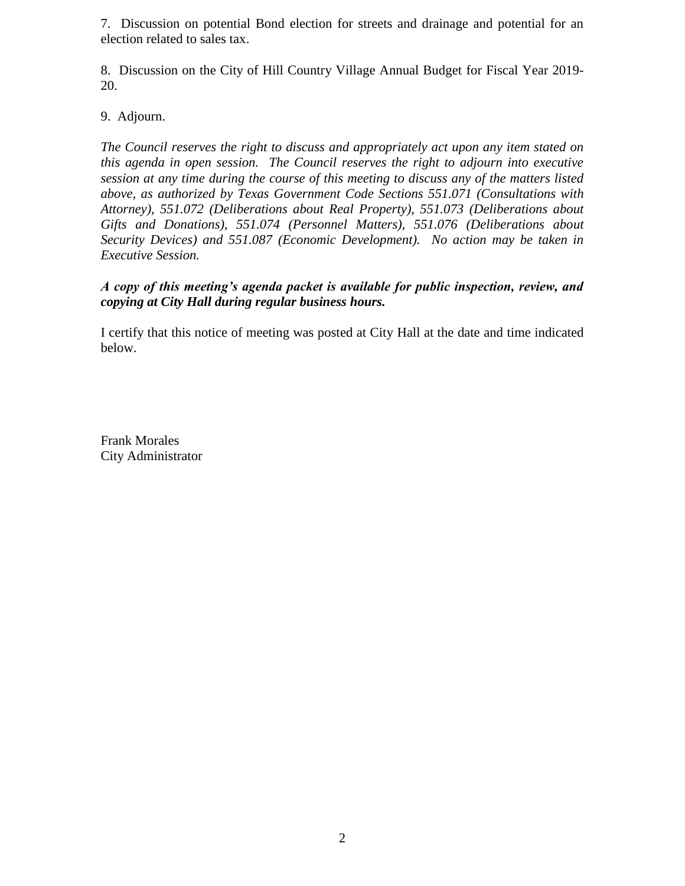7. Discussion on potential Bond election for streets and drainage and potential for an election related to sales tax.

8. Discussion on the City of Hill Country Village Annual Budget for Fiscal Year 2019-20.

9. Adjourn.

*The Council reserves the right to discuss and appropriately act upon any item stated on this agenda in open session. The Council reserves the right to adjourn into executive session at any time during the course of this meeting to discuss any of the matters listed above, as authorized by Texas Government Code Sections 551.071 (Consultations with Attorney), 551.072 (Deliberations about Real Property), 551.073 (Deliberations about Gifts and Donations), 551.074 (Personnel Matters), 551.076 (Deliberations about Security Devices) and 551.087 (Economic Development). No action may be taken in Executive Session.*

***A copy of this meeting's agenda packet is available for public inspection, review, and copying at City Hall during regular business hours.***

I certify that this notice of meeting was posted at City Hall at the date and time indicated below.

Frank Morales
City Administrator